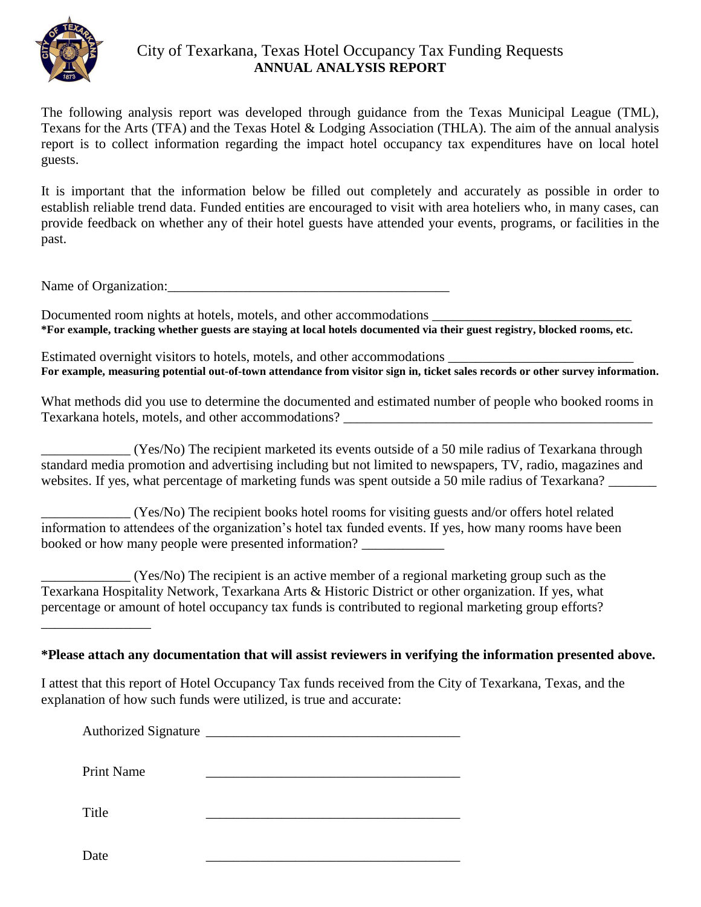# City of Texarkana, Texas Hotel Occupancy Tax Funding Requests

## ANNUAL ANALYSIS REPORT

The following analysis report was developed through guidance from the Texas Municipal League (TML), Texans for the Arts (TFA) and the Texas Hotel & Lodging Association (THLA). The aim of the annual analysis report is to collect information regarding the impact hotel occupancy tax expenditures have on local hotel guests.

It is important that the information below be filled out completely and accurately as possible in order to establish reliable trend data. Funded entities are encouraged to visit with area hoteliers who, in many cases, can provide feedback on whether any of their hotel guests have attended your events, programs, or facilities in the past.

Name of Organization:__________________________________________

Documented room nights at hotels, motels, and other accommodations ____________________________

**\*For example, tracking whether guests are staying at local hotels documented via their guest registry, blocked rooms, etc.**

Estimated overnight visitors to hotels, motels, and other accommodations ___________________________

**For example, measuring potential out-of-town attendance from visitor sign in, ticket sales records or other survey information.**

What methods did you use to determine the documented and estimated number of people who booked rooms in Texarkana hotels, motels, and other accommodations? ______________________________________________

_____________ (Yes/No) The recipient marketed its events outside of a 50 mile radius of Texarkana through standard media promotion and advertising including but not limited to newspapers, TV, radio, magazines and websites. If yes, what percentage of marketing funds was spent outside a 50 mile radius of Texarkana? _______

_____________ (Yes/No) The recipient books hotel rooms for visiting guests and/or offers hotel related information to attendees of the organization's hotel tax funded events. If yes, how many rooms have been booked or how many people were presented information? ____________

_____________ (Yes/No) The recipient is an active member of a regional marketing group such as the Texarkana Hospitality Network, Texarkana Arts & Historic District or other organization. If yes, what percentage or amount of hotel occupancy tax funds is contributed to regional marketing group efforts? ________________

**\*Please attach any documentation that will assist reviewers in verifying the information presented above.**

I attest that this report of Hotel Occupancy Tax funds received from the City of Texarkana, Texas, and the explanation of how such funds were utilized, is true and accurate:

Authorized Signature _____________________________________

Print Name _____________________________________

Title _____________________________________

Date _____________________________________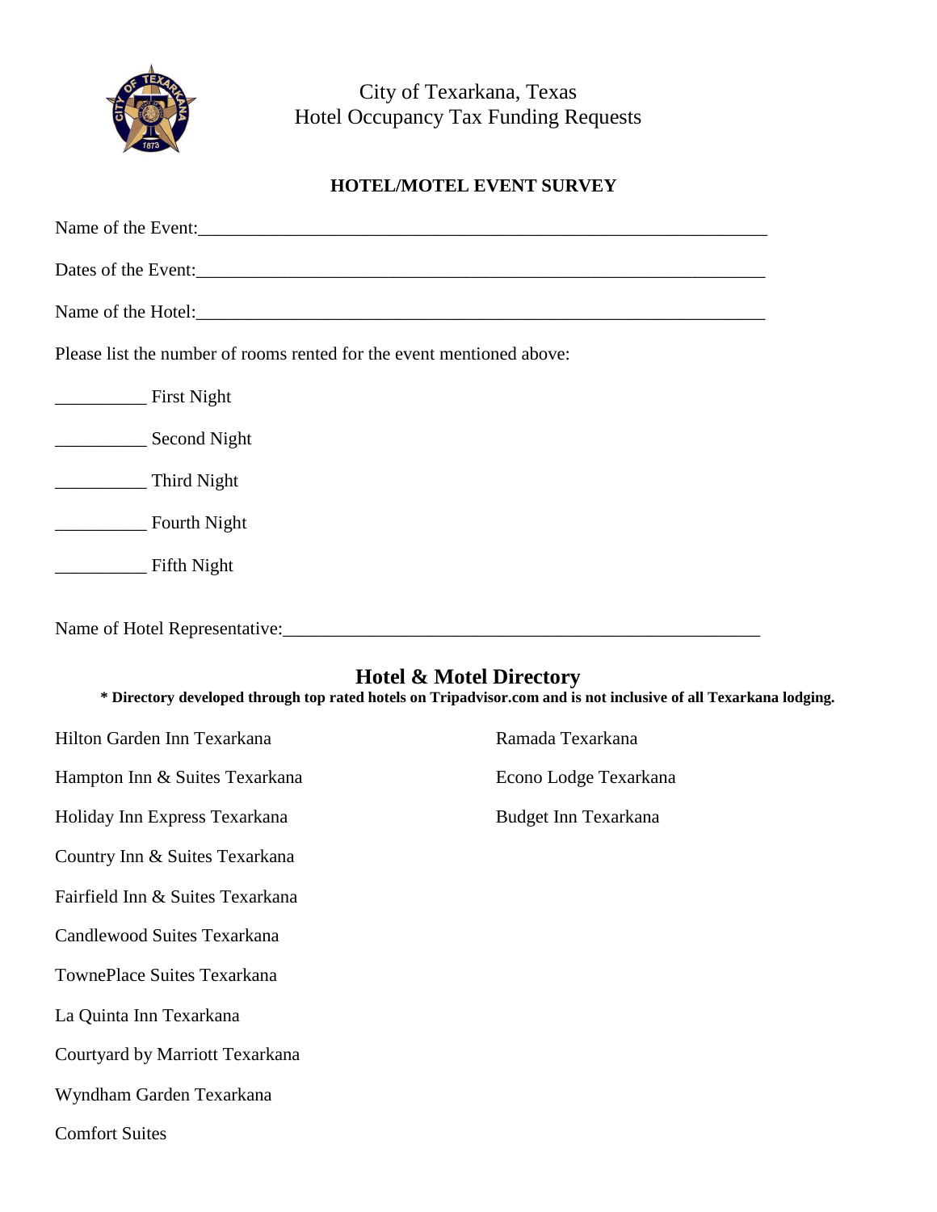City of Texarkana, Texas
Hotel Occupancy Tax Funding Requests

## HOTEL/MOTEL EVENT SURVEY

Name of the Event:_______________________________________________________________

Dates of the Event:_______________________________________________________________

Name of the Hotel:_______________________________________________________________

Please list the number of rooms rented for the event mentioned above:

__________ First Night

__________ Second Night

__________ Third Night

__________ Fourth Night

__________ Fifth Night

Name of Hotel Representative:____________________________________________________

## Hotel & Motel Directory

**\* Directory developed through top rated hotels on Tripadvisor.com and is not inclusive of all Texarkana lodging.**

Hilton Garden Inn Texarkana

Hampton Inn & Suites Texarkana

Holiday Inn Express Texarkana

Country Inn & Suites Texarkana

Fairfield Inn & Suites Texarkana

Candlewood Suites Texarkana

TownePlace Suites Texarkana

La Quinta Inn Texarkana

Courtyard by Marriott Texarkana

Wyndham Garden Texarkana

Comfort Suites

Ramada Texarkana

Econo Lodge Texarkana

Budget Inn Texarkana